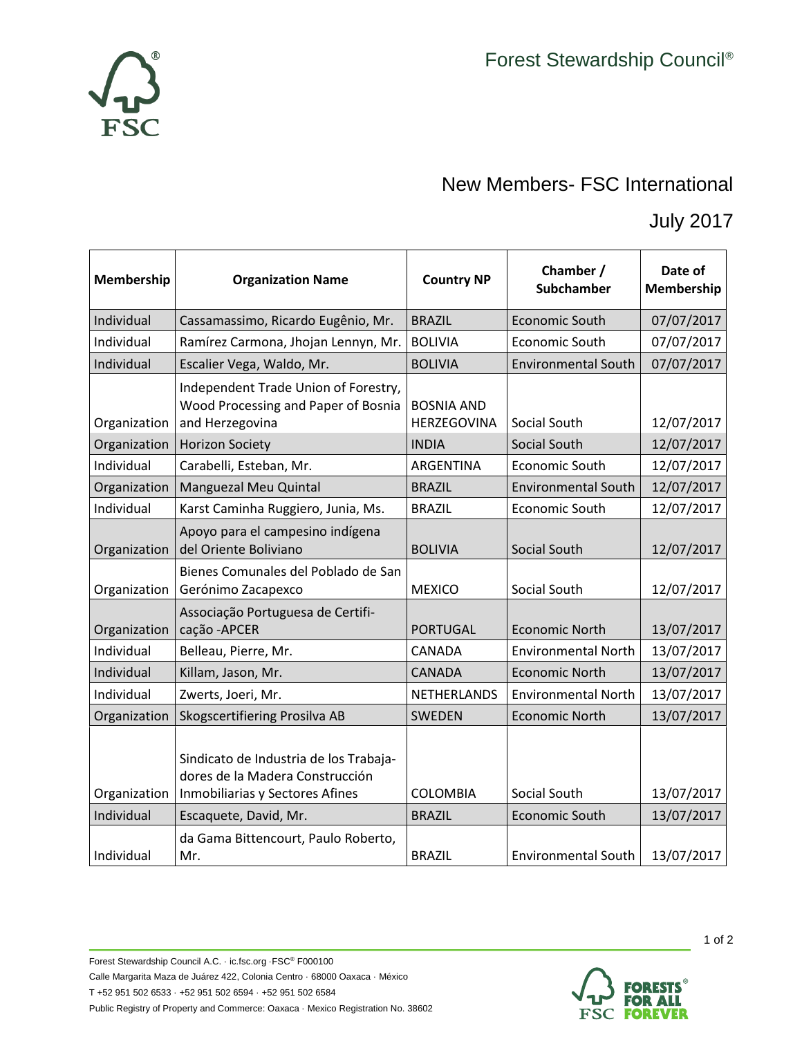Forest Stewardship Council®

# New Members- FSC International

## July 2017

| Membership | Organization Name | Country NP | Chamber / Subchamber | Date of Membership |
|---|---|---|---|---|
| Individual | Cassamassimo, Ricardo Eugênio, Mr. | BRAZIL | Economic South | 07/07/2017 |
| Individual | Ramírez Carmona, Jhojan Lennyn, Mr. | BOLIVIA | Economic South | 07/07/2017 |
| Individual | Escalier Vega, Waldo, Mr. | BOLIVIA | Environmental South | 07/07/2017 |
| Organization | Independent Trade Union of Forestry, Wood Processing and Paper of Bosnia and Herzegovina | BOSNIA AND HERZEGOVINA | Social South | 12/07/2017 |
| Organization | Horizon Society | INDIA | Social South | 12/07/2017 |
| Individual | Carabelli, Esteban, Mr. | ARGENTINA | Economic South | 12/07/2017 |
| Organization | Manguezal Meu Quintal | BRAZIL | Environmental South | 12/07/2017 |
| Individual | Karst Caminha Ruggiero, Junia, Ms. | BRAZIL | Economic South | 12/07/2017 |
| Organization | Apoyo para el campesino indígena del Oriente Boliviano | BOLIVIA | Social South | 12/07/2017 |
| Organization | Bienes Comunales del Poblado de San Gerónimo Zacapexco | MEXICO | Social South | 12/07/2017 |
| Organization | Associação Portuguesa de Certificação -APCER | PORTUGAL | Economic North | 13/07/2017 |
| Individual | Belleau, Pierre, Mr. | CANADA | Environmental North | 13/07/2017 |
| Individual | Killam, Jason, Mr. | CANADA | Economic North | 13/07/2017 |
| Individual | Zwerts, Joeri, Mr. | NETHERLANDS | Environmental North | 13/07/2017 |
| Organization | Skogscertifiering Prosilva AB | SWEDEN | Economic North | 13/07/2017 |
| Organization | Sindicato de Industria de los Trabajadores de la Madera Construcción Inmobiliarias y Sectores Afines | COLOMBIA | Social South | 13/07/2017 |
| Individual | Escaquete, David, Mr. | BRAZIL | Economic South | 13/07/2017 |
| Individual | da Gama Bittencourt, Paulo Roberto, Mr. | BRAZIL | Environmental South | 13/07/2017 |

Forest Stewardship Council A.C. · ic.fsc.org ·FSC® F000100
Calle Margarita Maza de Juárez 422, Colonia Centro · 68000 Oaxaca · México
T +52 951 502 6533 · +52 951 502 6594 · +52 951 502 6584
Public Registry of Property and Commerce: Oaxaca · Mexico Registration No. 38602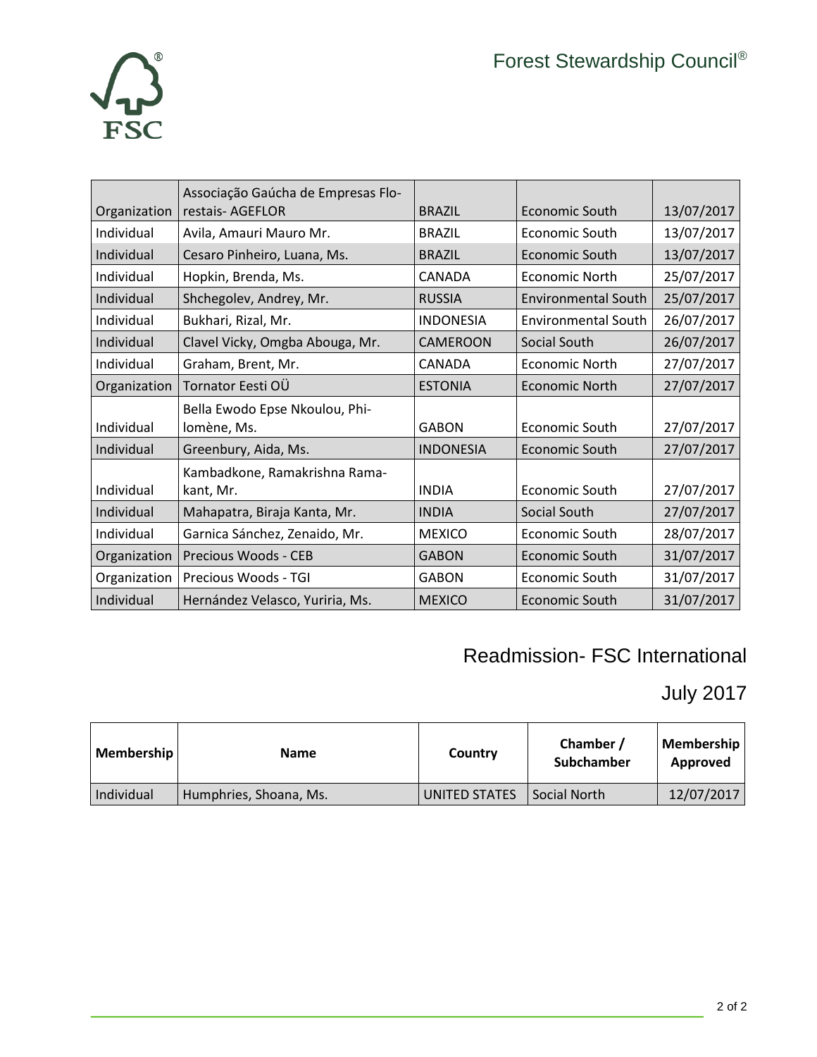| | | | | |
|---|---|---|---|---|
| Organization | Associação Gaúcha de Empresas Florestais- AGEFLOR | BRAZIL | Economic South | 13/07/2017 |
| Individual | Avila, Amauri Mauro Mr. | BRAZIL | Economic South | 13/07/2017 |
| Individual | Cesaro Pinheiro, Luana, Ms. | BRAZIL | Economic South | 13/07/2017 |
| Individual | Hopkin, Brenda, Ms. | CANADA | Economic North | 25/07/2017 |
| Individual | Shchegolev, Andrey, Mr. | RUSSIA | Environmental South | 25/07/2017 |
| Individual | Bukhari, Rizal, Mr. | INDONESIA | Environmental South | 26/07/2017 |
| Individual | Clavel Vicky, Omgba Abouga, Mr. | CAMEROON | Social South | 26/07/2017 |
| Individual | Graham, Brent, Mr. | CANADA | Economic North | 27/07/2017 |
| Organization | Tornator Eesti OÜ | ESTONIA | Economic North | 27/07/2017 |
| Individual | Bella Ewodo Epse Nkoulou, Philomène, Ms. | GABON | Economic South | 27/07/2017 |
| Individual | Greenbury, Aida, Ms. | INDONESIA | Economic South | 27/07/2017 |
| Individual | Kambadkone, Ramakrishna Ramakant, Mr. | INDIA | Economic South | 27/07/2017 |
| Individual | Mahapatra, Biraja Kanta, Mr. | INDIA | Social South | 27/07/2017 |
| Individual | Garnica Sánchez, Zenaido, Mr. | MEXICO | Economic South | 28/07/2017 |
| Organization | Precious Woods - CEB | GABON | Economic South | 31/07/2017 |
| Organization | Precious Woods - TGI | GABON | Economic South | 31/07/2017 |
| Individual | Hernández Velasco, Yuriria, Ms. | MEXICO | Economic South | 31/07/2017 |

## Readmission- FSC International

## July 2017

| Membership | Name | Country | Chamber / Subchamber | Membership Approved |
|---|---|---|---|---|
| Individual | Humphries, Shoana, Ms. | UNITED STATES | Social North | 12/07/2017 |